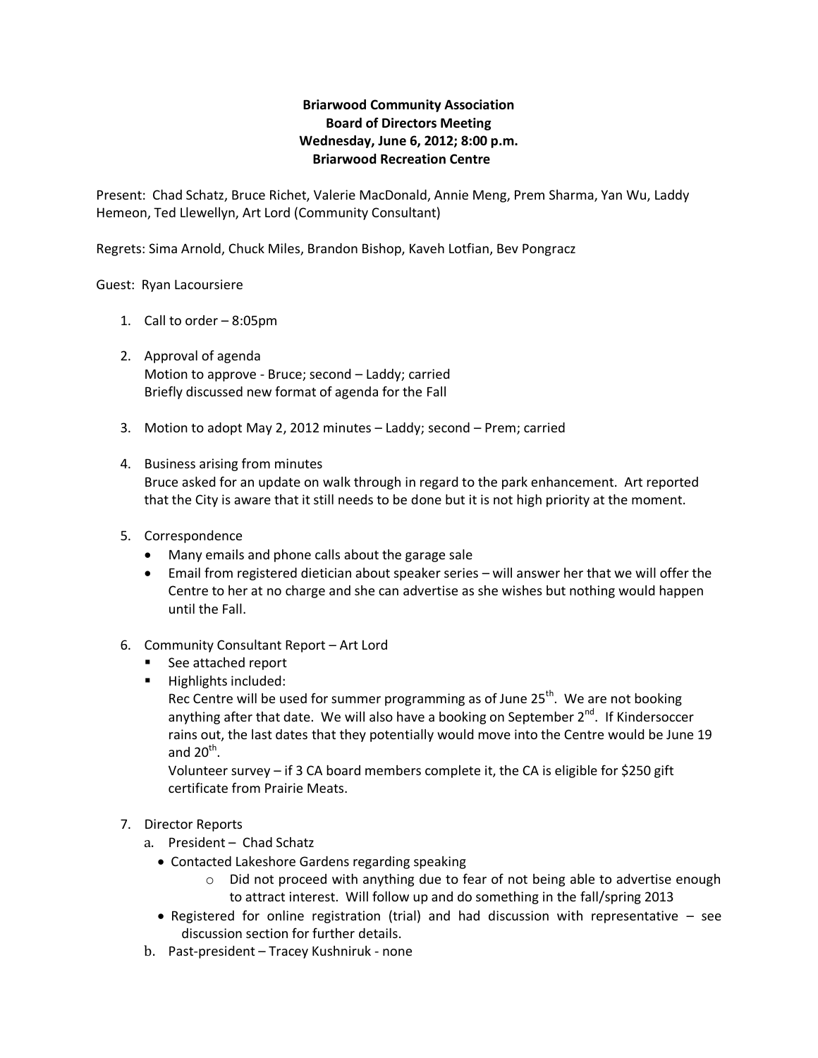**Briarwood Community Association**
**Board of Directors Meeting**
**Wednesday, June 6, 2012; 8:00 p.m.**
**Briarwood Recreation Centre**

Present: Chad Schatz, Bruce Richet, Valerie MacDonald, Annie Meng, Prem Sharma, Yan Wu, Laddy Hemeon, Ted Llewellyn, Art Lord (Community Consultant)

Regrets: Sima Arnold, Chuck Miles, Brandon Bishop, Kaveh Lotfian, Bev Pongracz

Guest: Ryan Lacoursiere

1. Call to order – 8:05pm

2. Approval of agenda
   Motion to approve - Bruce; second – Laddy; carried
   Briefly discussed new format of agenda for the Fall

3. Motion to adopt May 2, 2012 minutes – Laddy; second – Prem; carried

4. Business arising from minutes
   Bruce asked for an update on walk through in regard to the park enhancement. Art reported that the City is aware that it still needs to be done but it is not high priority at the moment.

5. Correspondence
   - Many emails and phone calls about the garage sale
   - Email from registered dietician about speaker series – will answer her that we will offer the Centre to her at no charge and she can advertise as she wishes but nothing would happen until the Fall.

6. Community Consultant Report – Art Lord
   - See attached report
   - Highlights included:
     Rec Centre will be used for summer programming as of June 25th. We are not booking anything after that date. We will also have a booking on September 2nd. If Kindersoccer rains out, the last dates that they potentially would move into the Centre would be June 19 and 20th.
     Volunteer survey – if 3 CA board members complete it, the CA is eligible for $250 gift certificate from Prairie Meats.

7. Director Reports
   a. President – Chad Schatz
      - Contacted Lakeshore Gardens regarding speaking
        - Did not proceed with anything due to fear of not being able to advertise enough to attract interest. Will follow up and do something in the fall/spring 2013
      - Registered for online registration (trial) and had discussion with representative – see discussion section for further details.
   b. Past-president – Tracey Kushniruk - none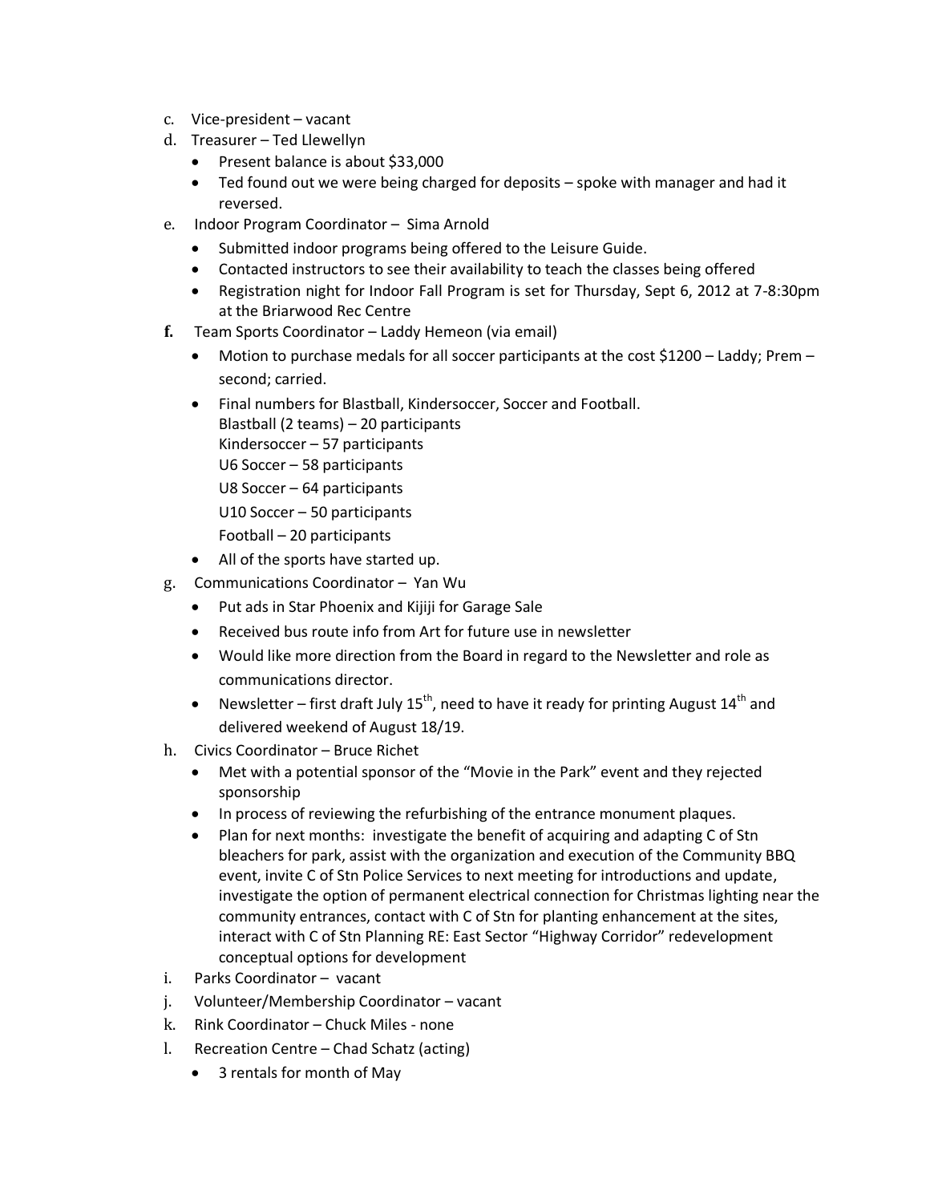c. Vice-president – vacant

d. Treasurer – Ted Llewellyn
   - Present balance is about $33,000
   - Ted found out we were being charged for deposits – spoke with manager and had it reversed.

e. Indoor Program Coordinator – Sima Arnold
   - Submitted indoor programs being offered to the Leisure Guide.
   - Contacted instructors to see their availability to teach the classes being offered
   - Registration night for Indoor Fall Program is set for Thursday, Sept 6, 2012 at 7-8:30pm at the Briarwood Rec Centre

**f.** Team Sports Coordinator – Laddy Hemeon (via email)
   - Motion to purchase medals for all soccer participants at the cost $1200 – Laddy; Prem – second; carried.
   - Final numbers for Blastball, Kindersoccer, Soccer and Football.
     Blastball (2 teams) – 20 participants
     Kindersoccer – 57 participants
     U6 Soccer – 58 participants
     U8 Soccer – 64 participants
     U10 Soccer – 50 participants
     Football – 20 participants
   - All of the sports have started up.

g. Communications Coordinator – Yan Wu
   - Put ads in Star Phoenix and Kijiji for Garage Sale
   - Received bus route info from Art for future use in newsletter
   - Would like more direction from the Board in regard to the Newsletter and role as communications director.
   - Newsletter – first draft July 15th, need to have it ready for printing August 14th and delivered weekend of August 18/19.

h. Civics Coordinator – Bruce Richet
   - Met with a potential sponsor of the "Movie in the Park" event and they rejected sponsorship
   - In process of reviewing the refurbishing of the entrance monument plaques.
   - Plan for next months: investigate the benefit of acquiring and adapting C of Stn bleachers for park, assist with the organization and execution of the Community BBQ event, invite C of Stn Police Services to next meeting for introductions and update, investigate the option of permanent electrical connection for Christmas lighting near the community entrances, contact with C of Stn for planting enhancement at the sites, interact with C of Stn Planning RE: East Sector "Highway Corridor" redevelopment conceptual options for development

i. Parks Coordinator – vacant

j. Volunteer/Membership Coordinator – vacant

k. Rink Coordinator – Chuck Miles - none

l. Recreation Centre – Chad Schatz (acting)
   - 3 rentals for month of May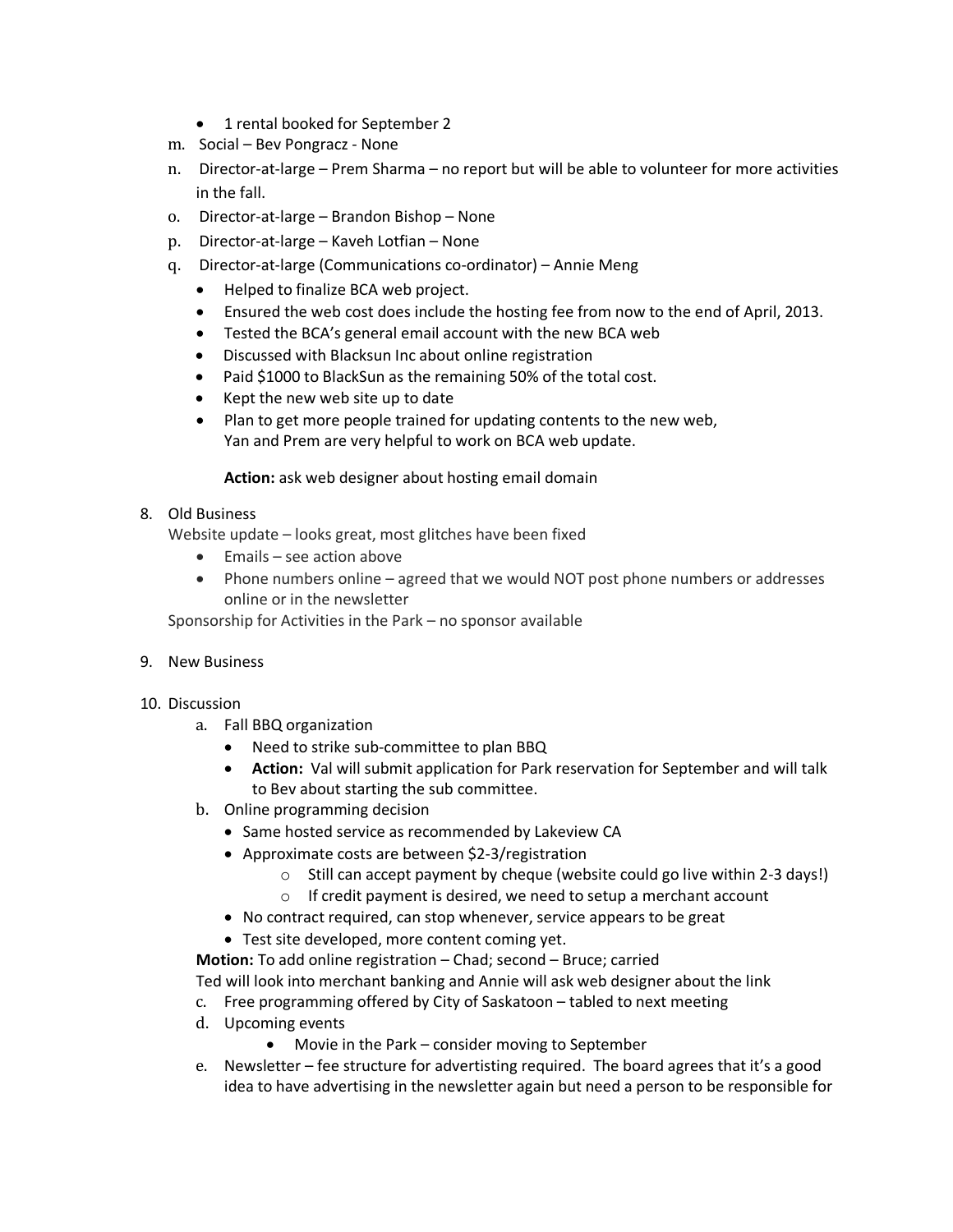- 1 rental booked for September 2

m. Social – Bev Pongracz - None

n. Director-at-large – Prem Sharma – no report but will be able to volunteer for more activities in the fall.

o. Director-at-large – Brandon Bishop – None

p. Director-at-large – Kaveh Lotfian – None

q. Director-at-large (Communications co-ordinator) – Annie Meng
   - Helped to finalize BCA web project.
   - Ensured the web cost does include the hosting fee from now to the end of April, 2013.
   - Tested the BCA's general email account with the new BCA web
   - Discussed with Blacksun Inc about online registration
   - Paid $1000 to BlackSun as the remaining 50% of the total cost.
   - Kept the new web site up to date
   - Plan to get more people trained for updating contents to the new web, Yan and Prem are very helpful to work on BCA web update.

     **Action:** ask web designer about hosting email domain

8. Old Business

   Website update – looks great, most glitches have been fixed
   - Emails – see action above
   - Phone numbers online – agreed that we would NOT post phone numbers or addresses online or in the newsletter

   Sponsorship for Activities in the Park – no sponsor available

9. New Business

10. Discussion
    a. Fall BBQ organization
       - Need to strike sub-committee to plan BBQ
       - **Action:** Val will submit application for Park reservation for September and will talk to Bev about starting the sub committee.

    b. Online programming decision
       - Same hosted service as recommended by Lakeview CA
       - Approximate costs are between $2-3/registration
         - Still can accept payment by cheque (website could go live within 2-3 days!)
         - If credit payment is desired, we need to setup a merchant account
       - No contract required, can stop whenever, service appears to be great
       - Test site developed, more content coming yet.

       **Motion:** To add online registration – Chad; second – Bruce; carried

       Ted will look into merchant banking and Annie will ask web designer about the link

    c. Free programming offered by City of Saskatoon – tabled to next meeting

    d. Upcoming events
       - Movie in the Park – consider moving to September

    e. Newsletter – fee structure for advertisting required. The board agrees that it's a good idea to have advertising in the newsletter again but need a person to be responsible for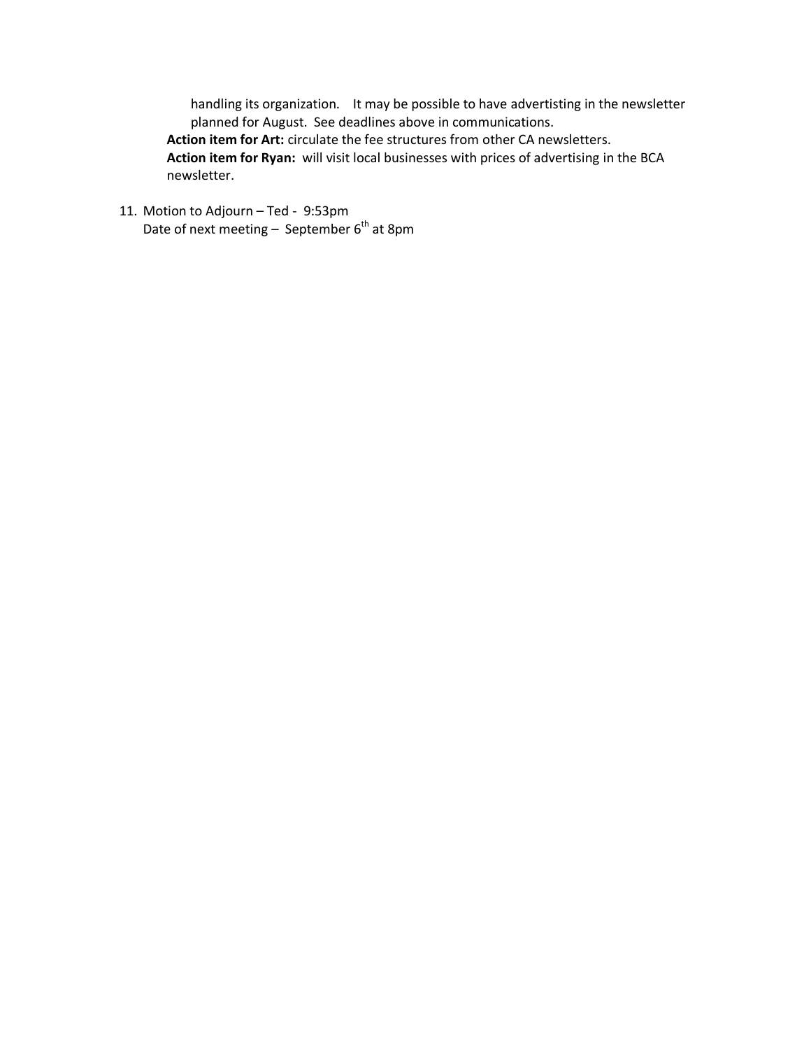handling its organization.    It may be possible to have advertisting in the newsletter planned for August.  See deadlines above in communications.

**Action item for Art:** circulate the fee structures from other CA newsletters.

**Action item for Ryan:** will visit local businesses with prices of advertising in the BCA newsletter.

11. Motion to Adjourn – Ted -  9:53pm
    Date of next meeting –  September 6th at 8pm